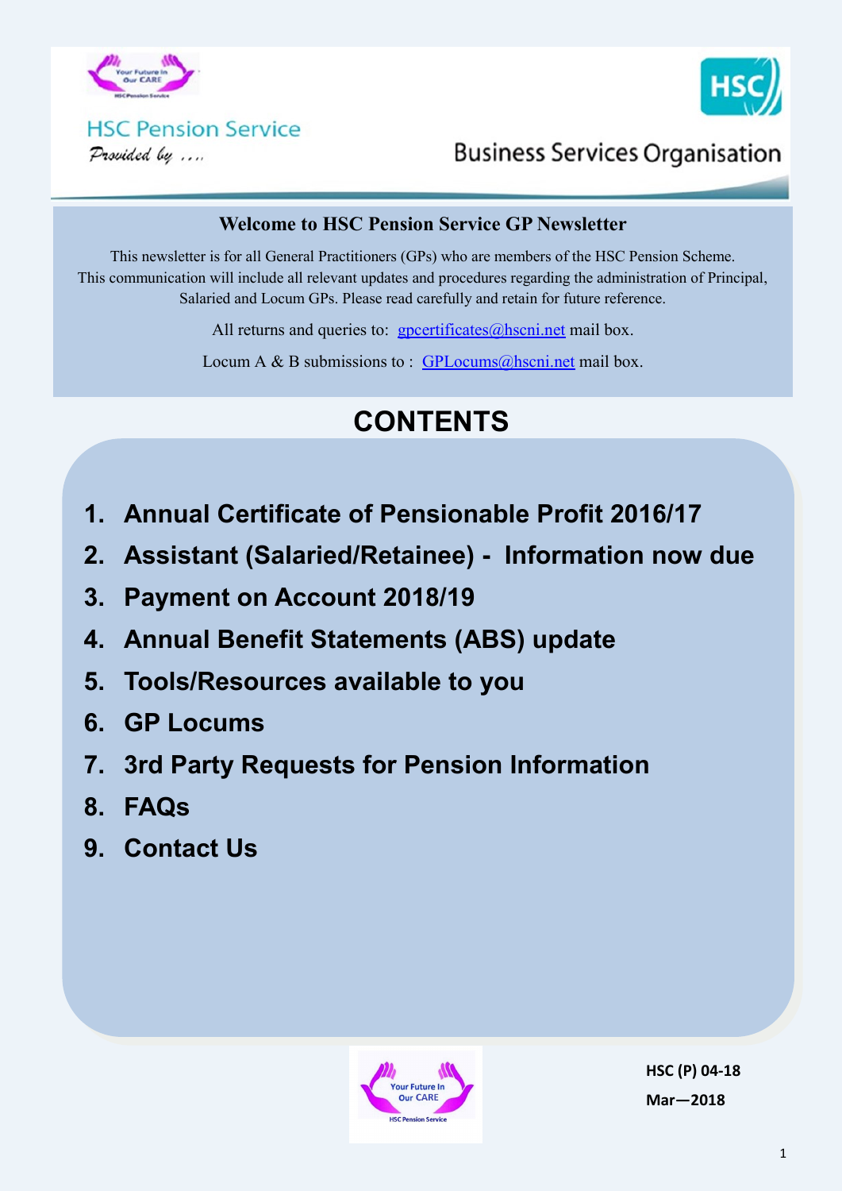HSC Pension Service

*Provided by ....*

Business Services Organisation

## Welcome to HSC Pension Service GP Newsletter

This newsletter is for all General Practitioners (GPs) who are members of the HSC Pension Scheme. This communication will include all relevant updates and procedures regarding the administration of Principal, Salaried and Locum GPs. Please read carefully and retain for future reference.

All returns and queries to: gpcertificates@hscni.net mail box.

Locum A & B submissions to : GPLocums@hscni.net mail box.

# CONTENTS

1. **Annual Certificate of Pensionable Profit 2016/17**
2. **Assistant (Salaried/Retainee) - Information now due**
3. **Payment on Account 2018/19**
4. **Annual Benefit Statements (ABS) update**
5. **Tools/Resources available to you**
6. **GP Locums**
7. **3rd Party Requests for Pension Information**
8. **FAQs**
9. **Contact Us**

**HSC (P) 04-18**

**Mar—2018**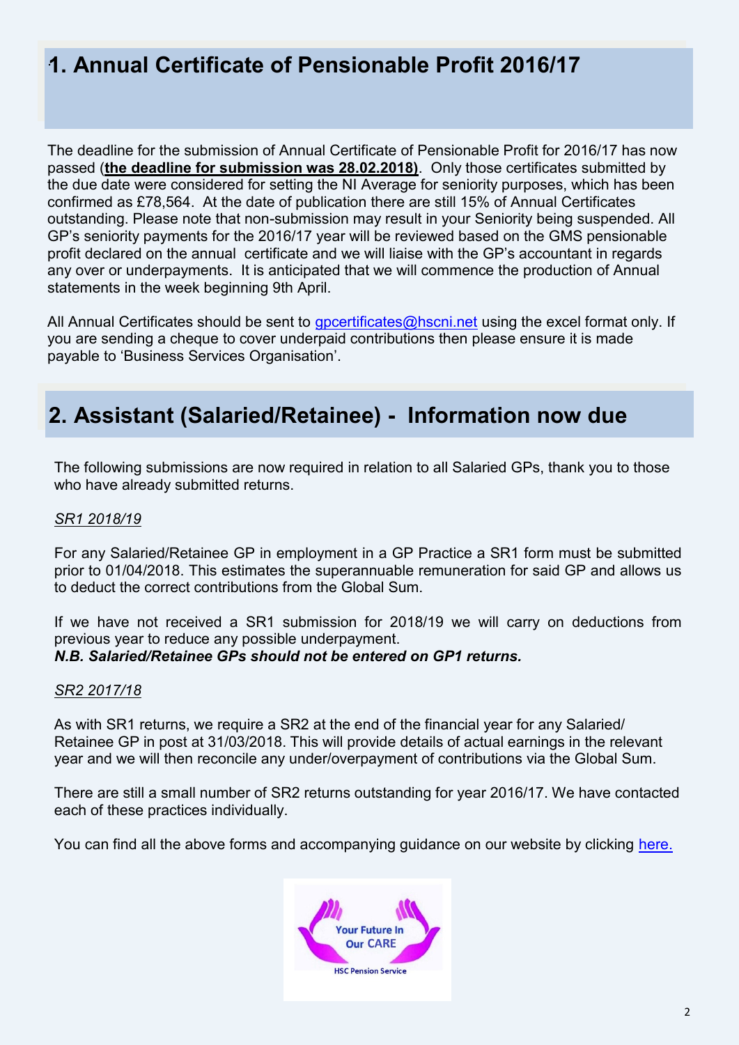## 1. Annual Certificate of Pensionable Profit 2016/17

The deadline for the submission of Annual Certificate of Pensionable Profit for 2016/17 has now passed (**the deadline for submission was 28.02.2018**). Only those certificates submitted by the due date were considered for setting the NI Average for seniority purposes, which has been confirmed as £78,564. At the date of publication there are still 15% of Annual Certificates outstanding. Please note that non-submission may result in your Seniority being suspended. All GP's seniority payments for the 2016/17 year will be reviewed based on the GMS pensionable profit declared on the annual certificate and we will liaise with the GP's accountant in regards any over or underpayments. It is anticipated that we will commence the production of Annual statements in the week beginning 9th April.

All Annual Certificates should be sent to gpcertificates@hscni.net using the excel format only. If you are sending a cheque to cover underpaid contributions then please ensure it is made payable to 'Business Services Organisation'.

## 2. Assistant (Salaried/Retainee) - Information now due

The following submissions are now required in relation to all Salaried GPs, thank you to those who have already submitted returns.

*SR1 2018/19*

For any Salaried/Retainee GP in employment in a GP Practice a SR1 form must be submitted prior to 01/04/2018. This estimates the superannuable remuneration for said GP and allows us to deduct the correct contributions from the Global Sum.

If we have not received a SR1 submission for 2018/19 we will carry on deductions from previous year to reduce any possible underpayment.

***N.B. Salaried/Retainee GPs should not be entered on GP1 returns.***

*SR2 2017/18*

As with SR1 returns, we require a SR2 at the end of the financial year for any Salaried/ Retainee GP in post at 31/03/2018. This will provide details of actual earnings in the relevant year and we will then reconcile any under/overpayment of contributions via the Global Sum.

There are still a small number of SR2 returns outstanding for year 2016/17. We have contacted each of these practices individually.

You can find all the above forms and accompanying guidance on our website by clicking here.

Your Future In Our CARE

HSC Pension Service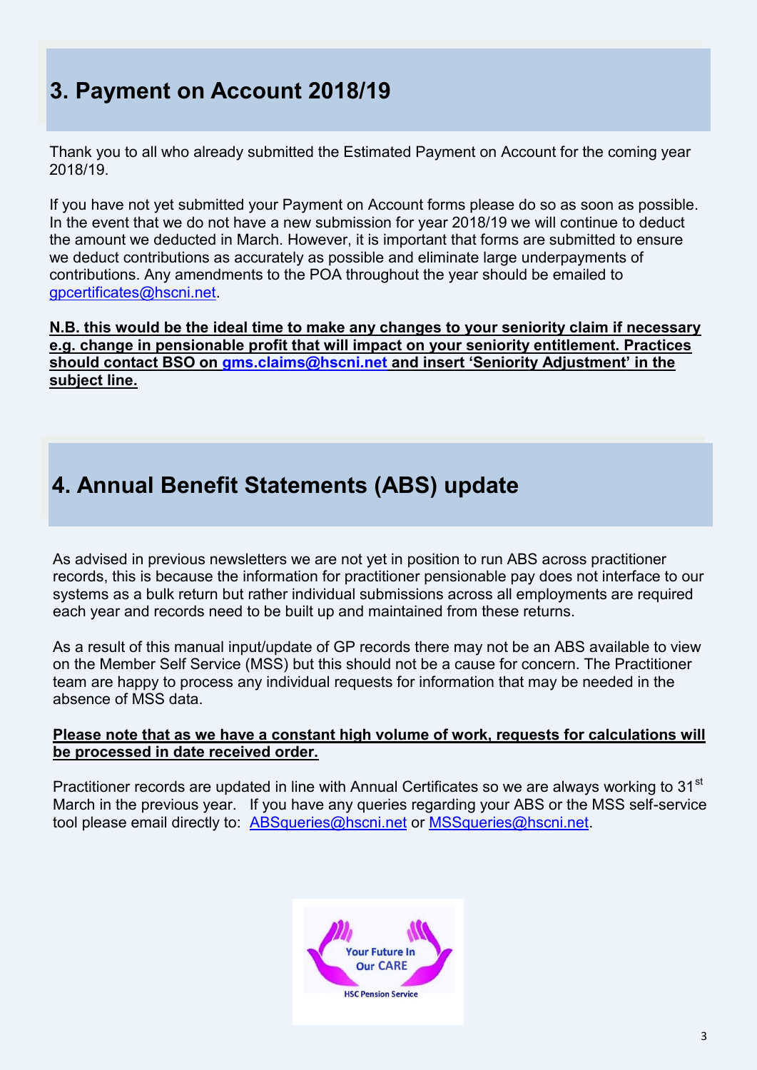## 3. Payment on Account 2018/19

Thank you to all who already submitted the Estimated Payment on Account for the coming year 2018/19.

If you have not yet submitted your Payment on Account forms please do so as soon as possible. In the event that we do not have a new submission for year 2018/19 we will continue to deduct the amount we deducted in March. However, it is important that forms are submitted to ensure we deduct contributions as accurately as possible and eliminate large underpayments of contributions. Any amendments to the POA throughout the year should be emailed to gpcertificates@hscni.net.

**N.B. this would be the ideal time to make any changes to your seniority claim if necessary e.g. change in pensionable profit that will impact on your seniority entitlement. Practices should contact BSO on gms.claims@hscni.net and insert 'Seniority Adjustment' in the subject line.**

## 4. Annual Benefit Statements (ABS) update

As advised in previous newsletters we are not yet in position to run ABS across practitioner records, this is because the information for practitioner pensionable pay does not interface to our systems as a bulk return but rather individual submissions across all employments are required each year and records need to be built up and maintained from these returns.

As a result of this manual input/update of GP records there may not be an ABS available to view on the Member Self Service (MSS) but this should not be a cause for concern. The Practitioner team are happy to process any individual requests for information that may be needed in the absence of MSS data.

**Please note that as we have a constant high volume of work, requests for calculations will be processed in date received order.**

Practitioner records are updated in line with Annual Certificates so we are always working to 31st March in the previous year. If you have any queries regarding your ABS or the MSS self-service tool please email directly to: ABSqueries@hscni.net or MSSqueries@hscni.net.

Your Future In Our CARE

HSC Pension Service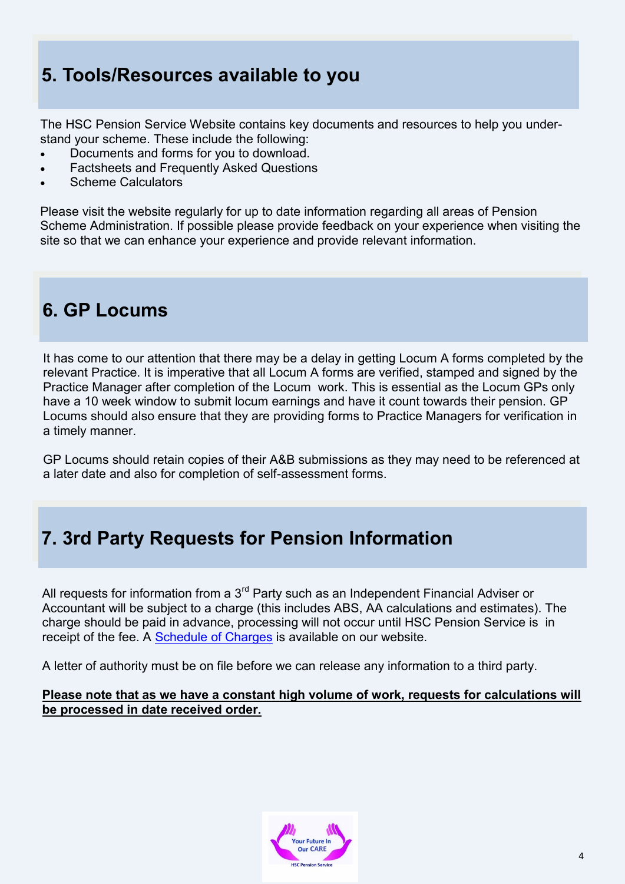## 5. Tools/Resources available to you

The HSC Pension Service Website contains key documents and resources to help you understand your scheme. These include the following:

- Documents and forms for you to download.
- Factsheets and Frequently Asked Questions
- Scheme Calculators

Please visit the website regularly for up to date information regarding all areas of Pension Scheme Administration. If possible please provide feedback on your experience when visiting the site so that we can enhance your experience and provide relevant information.

## 6. GP Locums

It has come to our attention that there may be a delay in getting Locum A forms completed by the relevant Practice. It is imperative that all Locum A forms are verified, stamped and signed by the Practice Manager after completion of the Locum work. This is essential as the Locum GPs only have a 10 week window to submit locum earnings and have it count towards their pension. GP Locums should also ensure that they are providing forms to Practice Managers for verification in a timely manner.

GP Locums should retain copies of their A&B submissions as they may need to be referenced at a later date and also for completion of self-assessment forms.

## 7. 3rd Party Requests for Pension Information

All requests for information from a 3rd Party such as an Independent Financial Adviser or Accountant will be subject to a charge (this includes ABS, AA calculations and estimates). The charge should be paid in advance, processing will not occur until HSC Pension Service is in receipt of the fee. A Schedule of Charges is available on our website.

A letter of authority must be on file before we can release any information to a third party.

**Please note that as we have a constant high volume of work, requests for calculations will be processed in date received order.**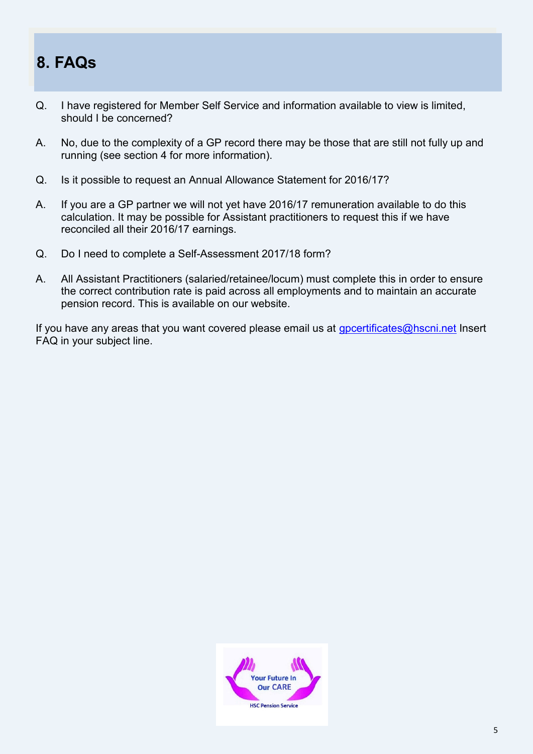## 8. FAQs

Q. I have registered for Member Self Service and information available to view is limited, should I be concerned?

A. No, due to the complexity of a GP record there may be those that are still not fully up and running (see section 4 for more information).

Q. Is it possible to request an Annual Allowance Statement for 2016/17?

A. If you are a GP partner we will not yet have 2016/17 remuneration available to do this calculation. It may be possible for Assistant practitioners to request this if we have reconciled all their 2016/17 earnings.

Q. Do I need to complete a Self-Assessment 2017/18 form?

A. All Assistant Practitioners (salaried/retainee/locum) must complete this in order to ensure the correct contribution rate is paid across all employments and to maintain an accurate pension record. This is available on our website.

If you have any areas that you want covered please email us at gpcertificates@hscni.net Insert FAQ in your subject line.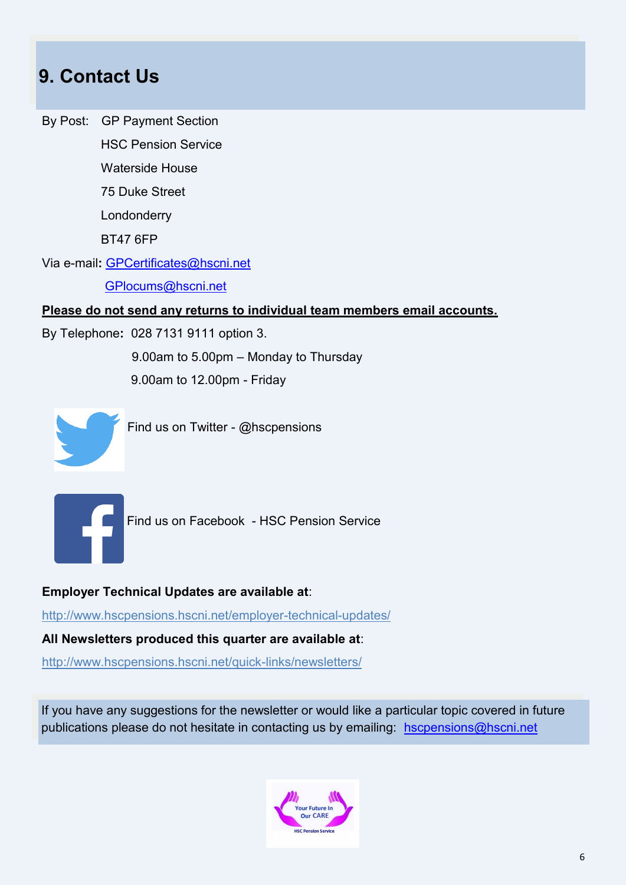## 9. Contact Us

By Post: GP Payment Section
HSC Pension Service
Waterside House
75 Duke Street
Londonderry
BT47 6FP

Via e-mail**:** GPCertificates@hscni.net
GPlocums@hscni.net

**Please do not send any returns to individual team members email accounts.**

By Telephone**:** 028 7131 9111 option 3.
9.00am to 5.00pm – Monday to Thursday
9.00am to 12.00pm - Friday

Find us on Twitter - @hscpensions

Find us on Facebook - HSC Pension Service

**Employer Technical Updates are available at**:

http://www.hscpensions.hscni.net/employer-technical-updates/

**All Newsletters produced this quarter are available at**:

http://www.hscpensions.hscni.net/quick-links/newsletters/

If you have any suggestions for the newsletter or would like a particular topic covered in future publications please do not hesitate in contacting us by emailing: hscpensions@hscni.net